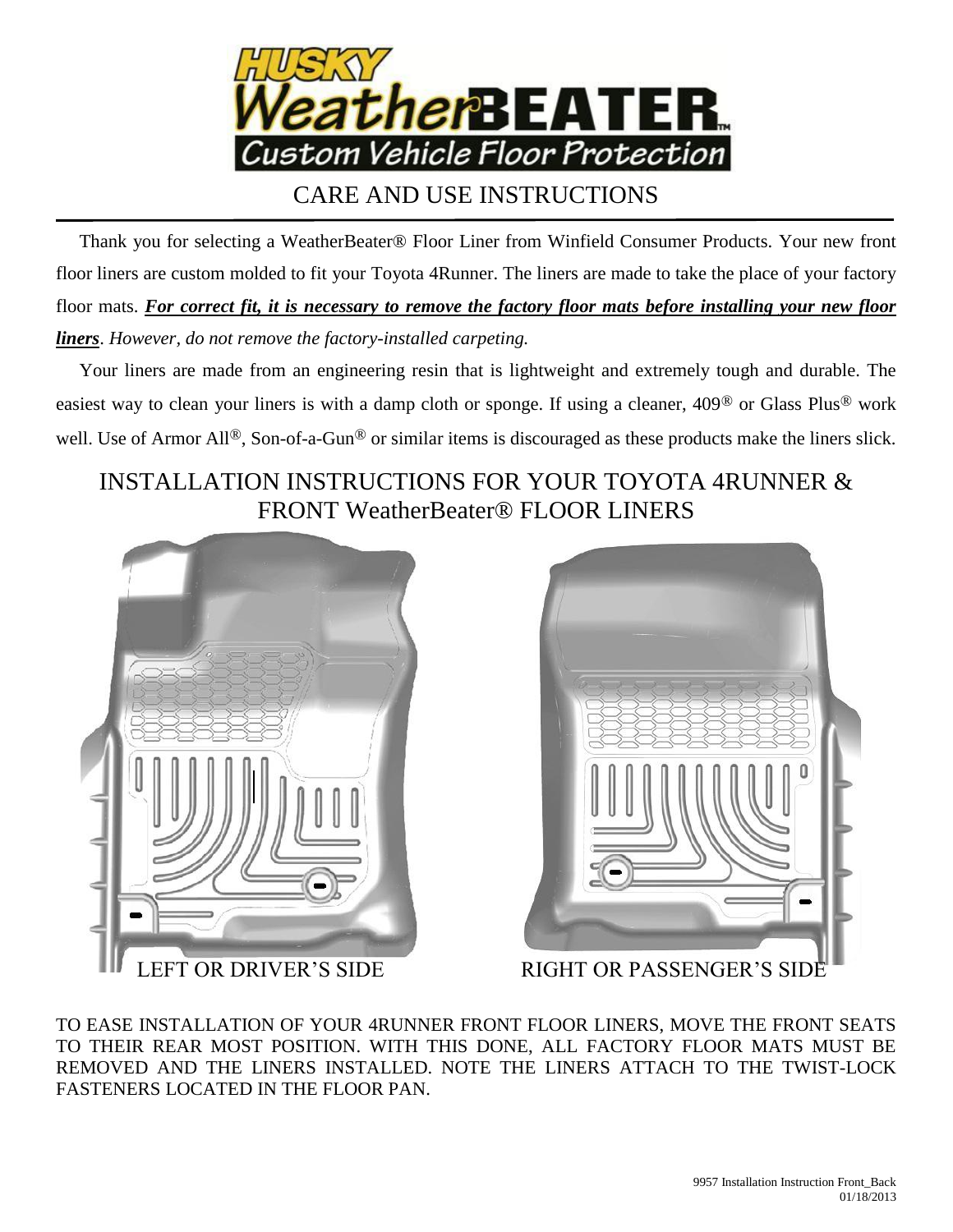# HUSKY WeatherBEATER™
## Custom Vehicle Floor Protection

## CARE AND USE INSTRUCTIONS

Thank you for selecting a WeatherBeater® Floor Liner from Winfield Consumer Products. Your new front floor liners are custom molded to fit your Toyota 4Runner. The liners are made to take the place of your factory floor mats. ***For correct fit, it is necessary to remove the factory floor mats before installing your new floor liners***. *However, do not remove the factory-installed carpeting.*

Your liners are made from an engineering resin that is lightweight and extremely tough and durable. The easiest way to clean your liners is with a damp cloth or sponge. If using a cleaner, 409® or Glass Plus® work well. Use of Armor All®, Son-of-a-Gun® or similar items is discouraged as these products make the liners slick.

## INSTALLATION INSTRUCTIONS FOR YOUR TOYOTA 4RUNNER & FRONT WeatherBeater® FLOOR LINERS

LEFT OR DRIVER'S SIDE

RIGHT OR PASSENGER'S SIDE

TO EASE INSTALLATION OF YOUR 4RUNNER FRONT FLOOR LINERS, MOVE THE FRONT SEATS TO THEIR REAR MOST POSITION. WITH THIS DONE, ALL FACTORY FLOOR MATS MUST BE REMOVED AND THE LINERS INSTALLED. NOTE THE LINERS ATTACH TO THE TWIST-LOCK FASTENERS LOCATED IN THE FLOOR PAN.

9957 Installation Instruction Front_Back
01/18/2013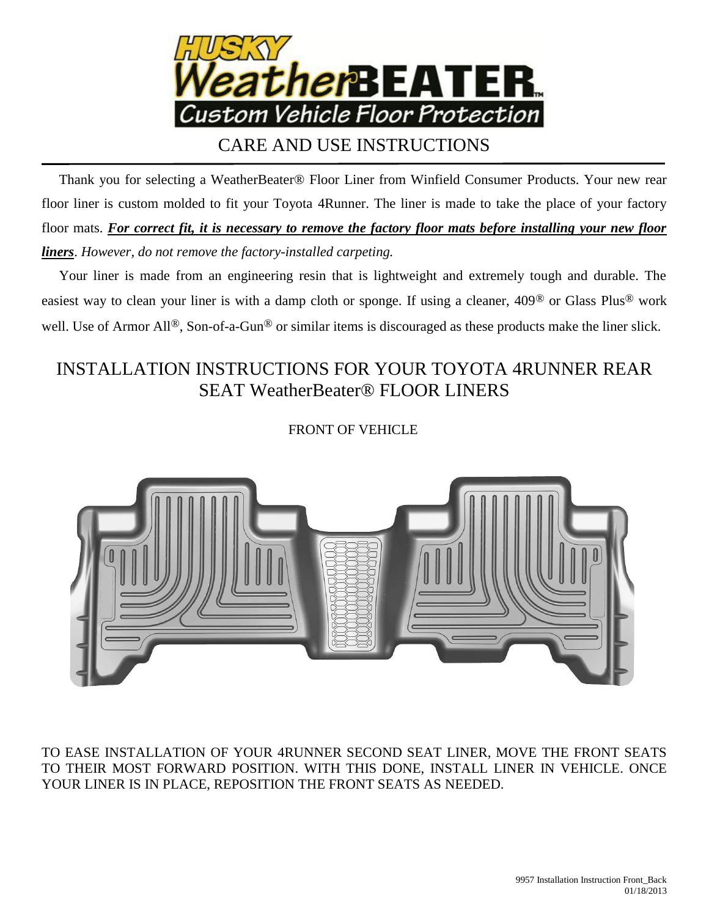# CARE AND USE INSTRUCTIONS

Thank you for selecting a WeatherBeater® Floor Liner from Winfield Consumer Products. Your new rear floor liner is custom molded to fit your Toyota 4Runner. The liner is made to take the place of your factory floor mats. ***For correct fit, it is necessary to remove the factory floor mats before installing your new floor liners***. *However, do not remove the factory-installed carpeting.*

Your liner is made from an engineering resin that is lightweight and extremely tough and durable. The easiest way to clean your liner is with a damp cloth or sponge. If using a cleaner, 409® or Glass Plus® work well. Use of Armor All®, Son-of-a-Gun® or similar items is discouraged as these products make the liner slick.

## INSTALLATION INSTRUCTIONS FOR YOUR TOYOTA 4RUNNER REAR SEAT WeatherBeater® FLOOR LINERS

FRONT OF VEHICLE

TO EASE INSTALLATION OF YOUR 4RUNNER SECOND SEAT LINER, MOVE THE FRONT SEATS TO THEIR MOST FORWARD POSITION. WITH THIS DONE, INSTALL LINER IN VEHICLE. ONCE YOUR LINER IS IN PLACE, REPOSITION THE FRONT SEATS AS NEEDED.

9957 Installation Instruction Front_Back
01/18/2013